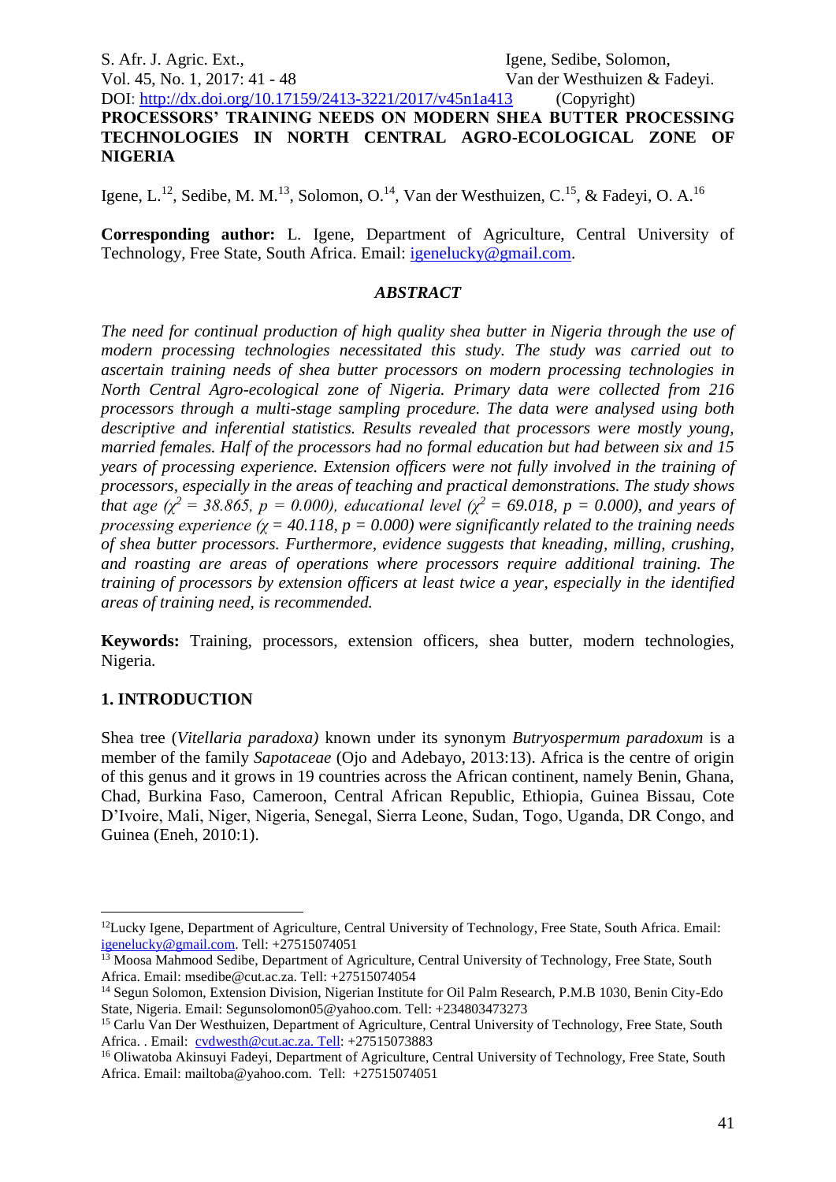# PROCESSORS' TRAINING NEEDS ON MODERN SHEA BUTTER PROCESSING TECHNOLOGIES IN NORTH CENTRAL AGRO-ECOLOGICAL ZONE OF NIGERIA

Igene, L.[12], Sedibe, M. M.[13], Solomon, O.[14], Van der Westhuizen, C.[15], & Fadeyi, O. A.[16]

**Corresponding author:** L. Igene, Department of Agriculture, Central University of Technology, Free State, South Africa. Email: igenelucky@gmail.com.

### *ABSTRACT*

*The need for continual production of high quality shea butter in Nigeria through the use of modern processing technologies necessitated this study. The study was carried out to ascertain training needs of shea butter processors on modern processing technologies in North Central Agro-ecological zone of Nigeria. Primary data were collected from 216 processors through a multi-stage sampling procedure. The data were analysed using both descriptive and inferential statistics. Results revealed that processors were mostly young, married females. Half of the processors had no formal education but had between six and 15 years of processing experience. Extension officers were not fully involved in the training of processors, especially in the areas of teaching and practical demonstrations. The study shows that age ($\chi^2 = 38.865$, $p = 0.000$), educational level ($\chi^2 = 69.018$, $p = 0.000$), and years of processing experience ($\chi = 40.118$, $p = 0.000$) were significantly related to the training needs of shea butter processors. Furthermore, evidence suggests that kneading, milling, crushing, and roasting are areas of operations where processors require additional training. The training of processors by extension officers at least twice a year, especially in the identified areas of training need, is recommended.*

**Keywords:** Training, processors, extension officers, shea butter, modern technologies, Nigeria.

## 1. INTRODUCTION

Shea tree (*Vitellaria paradoxa)* known under its synonym *Butryospermum paradoxum* is a member of the family *Sapotaceae* (Ojo and Adebayo, 2013:13). Africa is the centre of origin of this genus and it grows in 19 countries across the African continent, namely Benin, Ghana, Chad, Burkina Faso, Cameroon, Central African Republic, Ethiopia, Guinea Bissau, Cote D'Ivoire, Mali, Niger, Nigeria, Senegal, Sierra Leone, Sudan, Togo, Uganda, DR Congo, and Guinea (Eneh, 2010:1).

---

[12] Lucky Igene, Department of Agriculture, Central University of Technology, Free State, South Africa. Email: igenelucky@gmail.com. Tell: +27515074051

[13] Moosa Mahmood Sedibe, Department of Agriculture, Central University of Technology, Free State, South Africa. Email: msedibe@cut.ac.za. Tell: +27515074054

[14] Segun Solomon, Extension Division, Nigerian Institute for Oil Palm Research, P.M.B 1030, Benin City-Edo State, Nigeria. Email: Segunsolomon05@yahoo.com. Tell: +234803473273

[15] Carlu Van Der Westhuizen, Department of Agriculture, Central University of Technology, Free State, South Africa. . Email: cvdwesth@cut.ac.za. Tell: +27515073883

[16] Oliwatoba Akinsuyi Fadeyi, Department of Agriculture, Central University of Technology, Free State, South Africa. Email: mailtoba@yahoo.com. Tell: +27515074051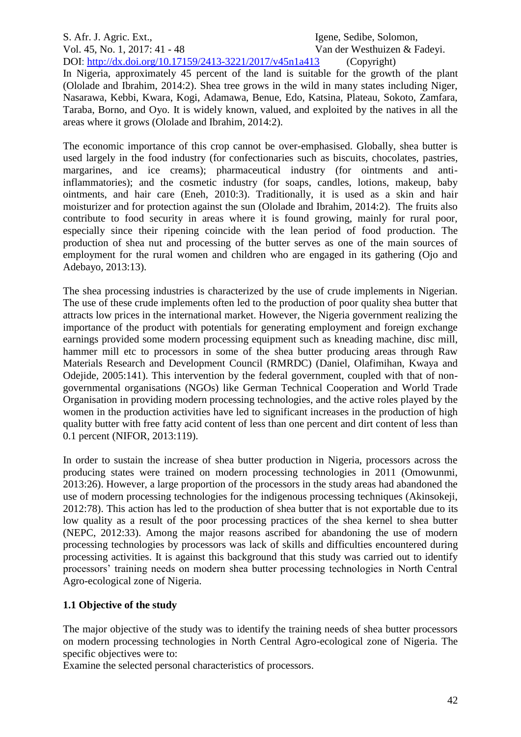In Nigeria, approximately 45 percent of the land is suitable for the growth of the plant (Ololade and Ibrahim, 2014:2). Shea tree grows in the wild in many states including Niger, Nasarawa, Kebbi, Kwara, Kogi, Adamawa, Benue, Edo, Katsina, Plateau, Sokoto, Zamfara, Taraba, Borno, and Oyo. It is widely known, valued, and exploited by the natives in all the areas where it grows (Ololade and Ibrahim, 2014:2).

The economic importance of this crop cannot be over-emphasised. Globally, shea butter is used largely in the food industry (for confectionaries such as biscuits, chocolates, pastries, margarines, and ice creams); pharmaceutical industry (for ointments and anti-inflammatories); and the cosmetic industry (for soaps, candles, lotions, makeup, baby ointments, and hair care (Eneh, 2010:3). Traditionally, it is used as a skin and hair moisturizer and for protection against the sun (Ololade and Ibrahim, 2014:2). The fruits also contribute to food security in areas where it is found growing, mainly for rural poor, especially since their ripening coincide with the lean period of food production. The production of shea nut and processing of the butter serves as one of the main sources of employment for the rural women and children who are engaged in its gathering (Ojo and Adebayo, 2013:13).

The shea processing industries is characterized by the use of crude implements in Nigerian. The use of these crude implements often led to the production of poor quality shea butter that attracts low prices in the international market. However, the Nigeria government realizing the importance of the product with potentials for generating employment and foreign exchange earnings provided some modern processing equipment such as kneading machine, disc mill, hammer mill etc to processors in some of the shea butter producing areas through Raw Materials Research and Development Council (RMRDC) (Daniel, Olafimihan, Kwaya and Odejide, 2005:141). This intervention by the federal government, coupled with that of non-governmental organisations (NGOs) like German Technical Cooperation and World Trade Organisation in providing modern processing technologies, and the active roles played by the women in the production activities have led to significant increases in the production of high quality butter with free fatty acid content of less than one percent and dirt content of less than 0.1 percent (NIFOR, 2013:119).

In order to sustain the increase of shea butter production in Nigeria, processors across the producing states were trained on modern processing technologies in 2011 (Omowunmi, 2013:26). However, a large proportion of the processors in the study areas had abandoned the use of modern processing technologies for the indigenous processing techniques (Akinsokeji, 2012:78). This action has led to the production of shea butter that is not exportable due to its low quality as a result of the poor processing practices of the shea kernel to shea butter (NEPC, 2012:33). Among the major reasons ascribed for abandoning the use of modern processing technologies by processors was lack of skills and difficulties encountered during processing activities. It is against this background that this study was carried out to identify processors' training needs on modern shea butter processing technologies in North Central Agro-ecological zone of Nigeria.

## 1.1 Objective of the study

The major objective of the study was to identify the training needs of shea butter processors on modern processing technologies in North Central Agro-ecological zone of Nigeria. The specific objectives were to:

Examine the selected personal characteristics of processors.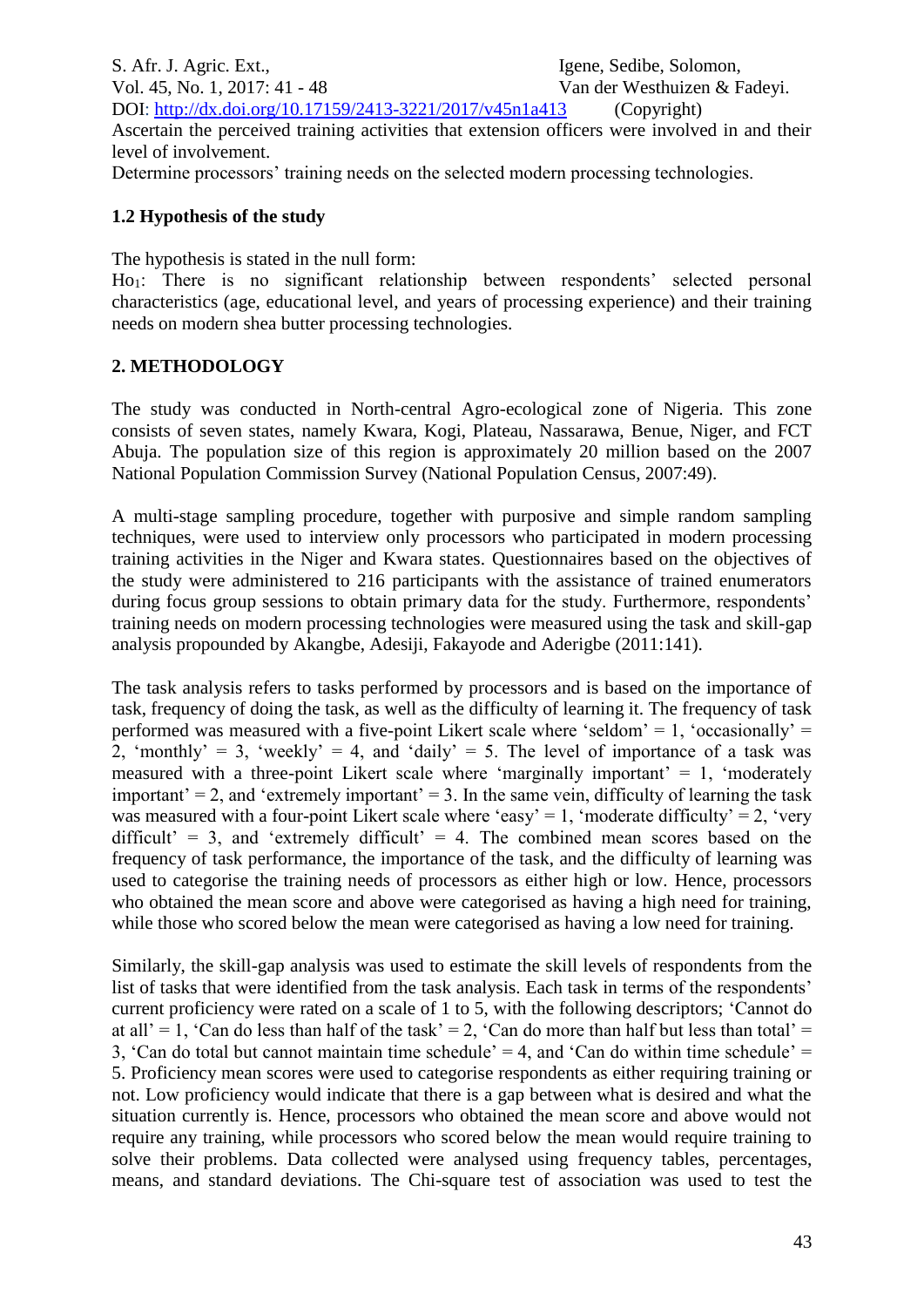Ascertain the perceived training activities that extension officers were involved in and their level of involvement.

Determine processors' training needs on the selected modern processing technologies.

### 1.2 Hypothesis of the study

The hypothesis is stated in the null form:

$Ho_1$: There is no significant relationship between respondents' selected personal characteristics (age, educational level, and years of processing experience) and their training needs on modern shea butter processing technologies.

## 2. METHODOLOGY

The study was conducted in North-central Agro-ecological zone of Nigeria. This zone consists of seven states, namely Kwara, Kogi, Plateau, Nassarawa, Benue, Niger, and FCT Abuja. The population size of this region is approximately 20 million based on the 2007 National Population Commission Survey (National Population Census, 2007:49).

A multi-stage sampling procedure, together with purposive and simple random sampling techniques, were used to interview only processors who participated in modern processing training activities in the Niger and Kwara states. Questionnaires based on the objectives of the study were administered to 216 participants with the assistance of trained enumerators during focus group sessions to obtain primary data for the study. Furthermore, respondents' training needs on modern processing technologies were measured using the task and skill-gap analysis propounded by Akangbe, Adesiji, Fakayode and Aderigbe (2011:141).

The task analysis refers to tasks performed by processors and is based on the importance of task, frequency of doing the task, as well as the difficulty of learning it. The frequency of task performed was measured with a five-point Likert scale where 'seldom' = 1, 'occasionally' = 2, 'monthly' = 3, 'weekly' = 4, and 'daily' = 5. The level of importance of a task was measured with a three-point Likert scale where 'marginally important' = 1, 'moderately important' = 2, and 'extremely important' = 3. In the same vein, difficulty of learning the task was measured with a four-point Likert scale where 'easy' = 1, 'moderate difficulty' = 2, 'very difficult' = 3, and 'extremely difficult' = 4. The combined mean scores based on the frequency of task performance, the importance of the task, and the difficulty of learning was used to categorise the training needs of processors as either high or low. Hence, processors who obtained the mean score and above were categorised as having a high need for training, while those who scored below the mean were categorised as having a low need for training.

Similarly, the skill-gap analysis was used to estimate the skill levels of respondents from the list of tasks that were identified from the task analysis. Each task in terms of the respondents' current proficiency were rated on a scale of 1 to 5, with the following descriptors; 'Cannot do at all' = 1, 'Can do less than half of the task' = 2, 'Can do more than half but less than total' = 3, 'Can do total but cannot maintain time schedule' = 4, and 'Can do within time schedule' = 5. Proficiency mean scores were used to categorise respondents as either requiring training or not. Low proficiency would indicate that there is a gap between what is desired and what the situation currently is. Hence, processors who obtained the mean score and above would not require any training, while processors who scored below the mean would require training to solve their problems. Data collected were analysed using frequency tables, percentages, means, and standard deviations. The Chi-square test of association was used to test the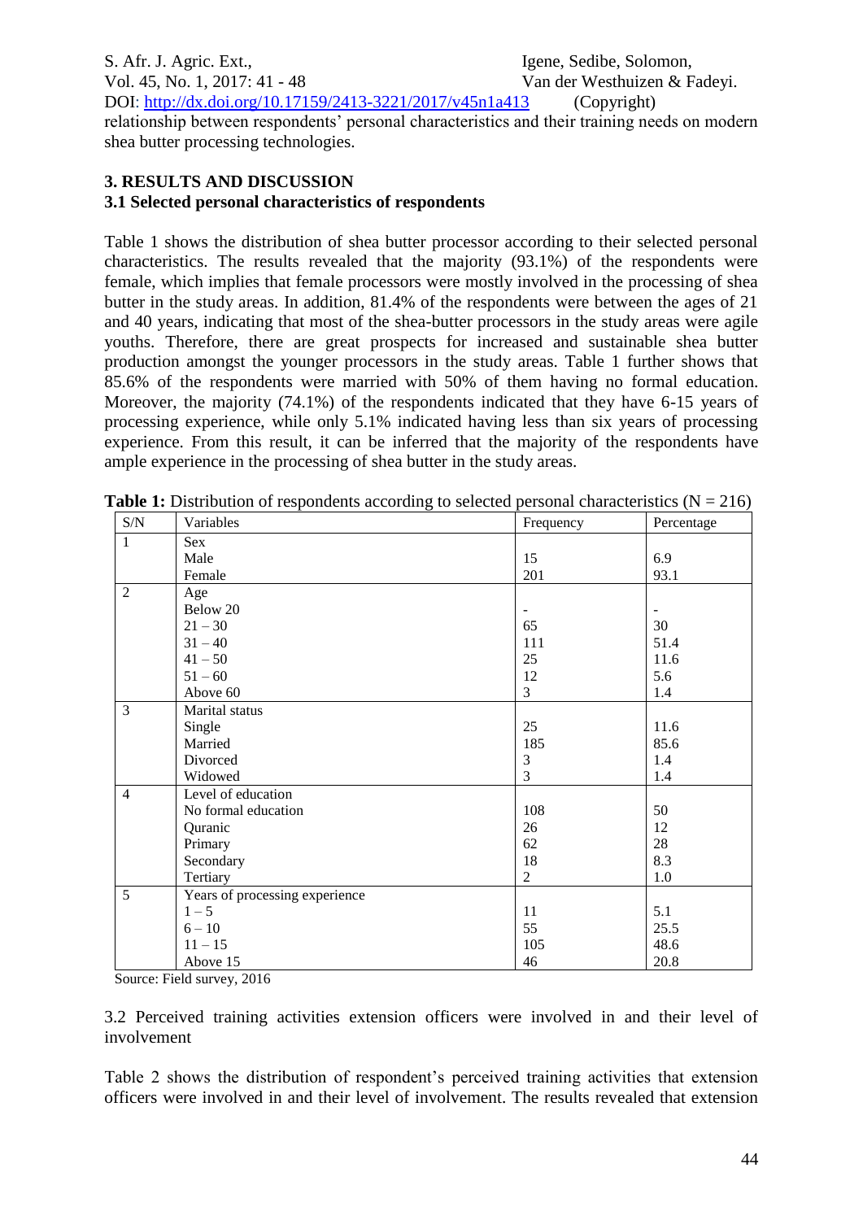relationship between respondents' personal characteristics and their training needs on modern shea butter processing technologies.

## 3. RESULTS AND DISCUSSION

### 3.1 Selected personal characteristics of respondents

Table 1 shows the distribution of shea butter processor according to their selected personal characteristics. The results revealed that the majority (93.1%) of the respondents were female, which implies that female processors were mostly involved in the processing of shea butter in the study areas. In addition, 81.4% of the respondents were between the ages of 21 and 40 years, indicating that most of the shea-butter processors in the study areas were agile youths. Therefore, there are great prospects for increased and sustainable shea butter production amongst the younger processors in the study areas. Table 1 further shows that 85.6% of the respondents were married with 50% of them having no formal education. Moreover, the majority (74.1%) of the respondents indicated that they have 6-15 years of processing experience, while only 5.1% indicated having less than six years of processing experience. From this result, it can be inferred that the majority of the respondents have ample experience in the processing of shea butter in the study areas.

**Table 1:** Distribution of respondents according to selected personal characteristics (N = 216)

| S/N | Variables | Frequency | Percentage |
|---|---|---|---|
| 1 | Sex | | |
| | Male | 15 | 6.9 |
| | Female | 201 | 93.1 |
| 2 | Age | | |
| | Below 20 | - | - |
| | 21 – 30 | 65 | 30 |
| | 31 – 40 | 111 | 51.4 |
| | 41 – 50 | 25 | 11.6 |
| | 51 – 60 | 12 | 5.6 |
| | Above 60 | 3 | 1.4 |
| 3 | Marital status | | |
| | Single | 25 | 11.6 |
| | Married | 185 | 85.6 |
| | Divorced | 3 | 1.4 |
| | Widowed | 3 | 1.4 |
| 4 | Level of education | | |
| | No formal education | 108 | 50 |
| | Quranic | 26 | 12 |
| | Primary | 62 | 28 |
| | Secondary | 18 | 8.3 |
| | Tertiary | 2 | 1.0 |
| 5 | Years of processing experience | | |
| | 1 – 5 | 11 | 5.1 |
| | 6 – 10 | 55 | 25.5 |
| | 11 – 15 | 105 | 48.6 |
| | Above 15 | 46 | 20.8 |

Source: Field survey, 2016

### 3.2 Perceived training activities extension officers were involved in and their level of involvement

Table 2 shows the distribution of respondent's perceived training activities that extension officers were involved in and their level of involvement. The results revealed that extension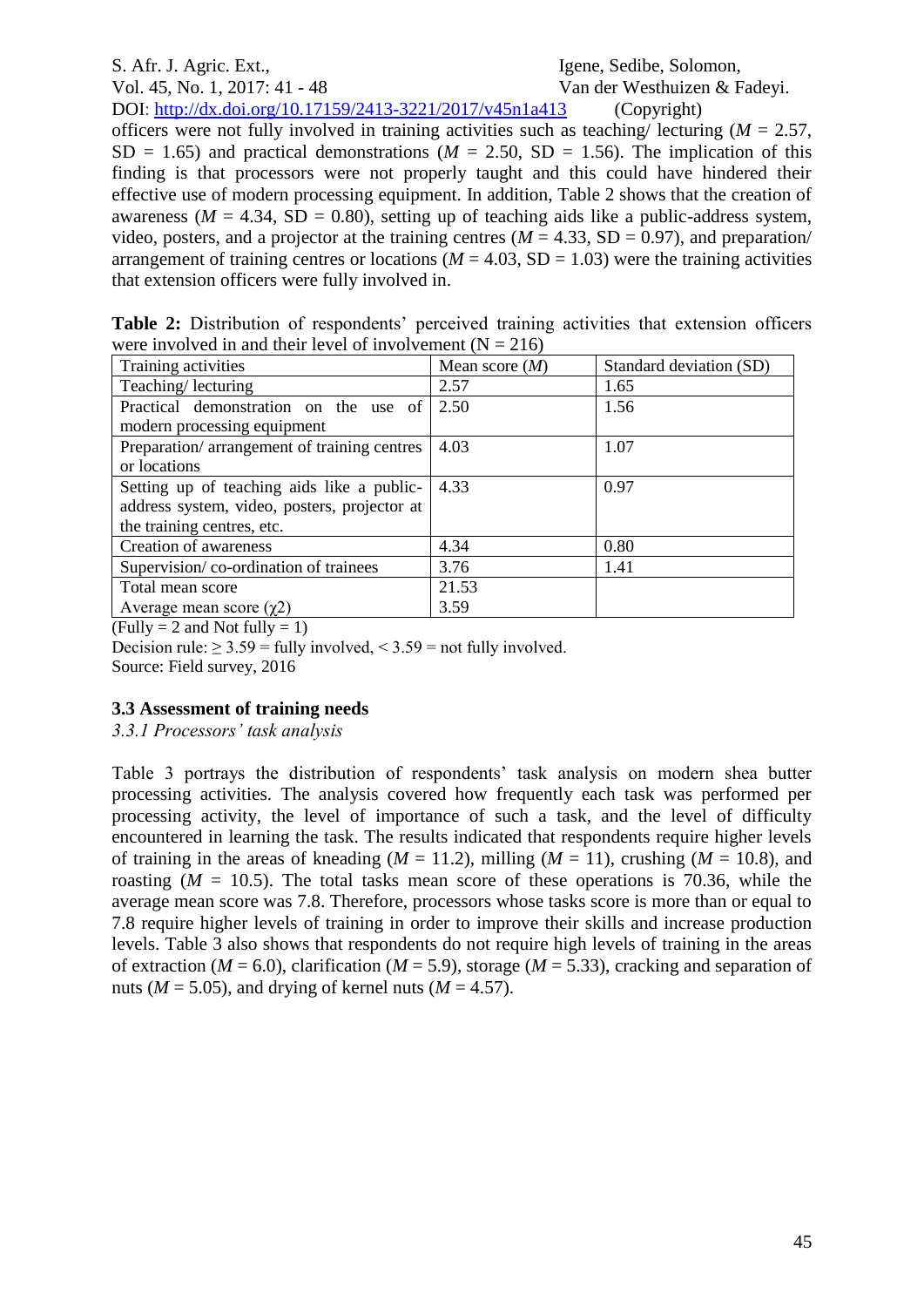officers were not fully involved in training activities such as teaching/ lecturing (*M* = 2.57, SD = 1.65) and practical demonstrations (*M* = 2.50, SD = 1.56). The implication of this finding is that processors were not properly taught and this could have hindered their effective use of modern processing equipment. In addition, Table 2 shows that the creation of awareness (*M* = 4.34, SD = 0.80), setting up of teaching aids like a public-address system, video, posters, and a projector at the training centres (*M* = 4.33, SD = 0.97), and preparation/ arrangement of training centres or locations (*M* = 4.03, SD = 1.03) were the training activities that extension officers were fully involved in.

**Table 2:** Distribution of respondents' perceived training activities that extension officers were involved in and their level of involvement (N = 216)

| Training activities | Mean score (*M*) | Standard deviation (SD) |
|---|---|---|
| Teaching/ lecturing | 2.57 | 1.65 |
| Practical demonstration on the use of modern processing equipment | 2.50 | 1.56 |
| Preparation/ arrangement of training centres or locations | 4.03 | 1.07 |
| Setting up of teaching aids like a public-address system, video, posters, projector at the training centres, etc. | 4.33 | 0.97 |
| Creation of awareness | 4.34 | 0.80 |
| Supervision/ co-ordination of trainees | 3.76 | 1.41 |
| Total mean score<br>Average mean score ($\chi 2$) | 21.53<br>3.59 | |

(Fully = 2 and Not fully = 1)

Decision rule: ≥ 3.59 = fully involved, < 3.59 = not fully involved.

Source: Field survey, 2016

### 3.3 Assessment of training needs

#### *3.3.1 Processors' task analysis*

Table 3 portrays the distribution of respondents' task analysis on modern shea butter processing activities. The analysis covered how frequently each task was performed per processing activity, the level of importance of such a task, and the level of difficulty encountered in learning the task. The results indicated that respondents require higher levels of training in the areas of kneading (*M* = 11.2), milling (*M* = 11), crushing (*M* = 10.8), and roasting (*M* = 10.5). The total tasks mean score of these operations is 70.36, while the average mean score was 7.8. Therefore, processors whose tasks score is more than or equal to 7.8 require higher levels of training in order to improve their skills and increase production levels. Table 3 also shows that respondents do not require high levels of training in the areas of extraction (*M* = 6.0), clarification (*M* = 5.9), storage (*M* = 5.33), cracking and separation of nuts (*M* = 5.05), and drying of kernel nuts (*M* = 4.57).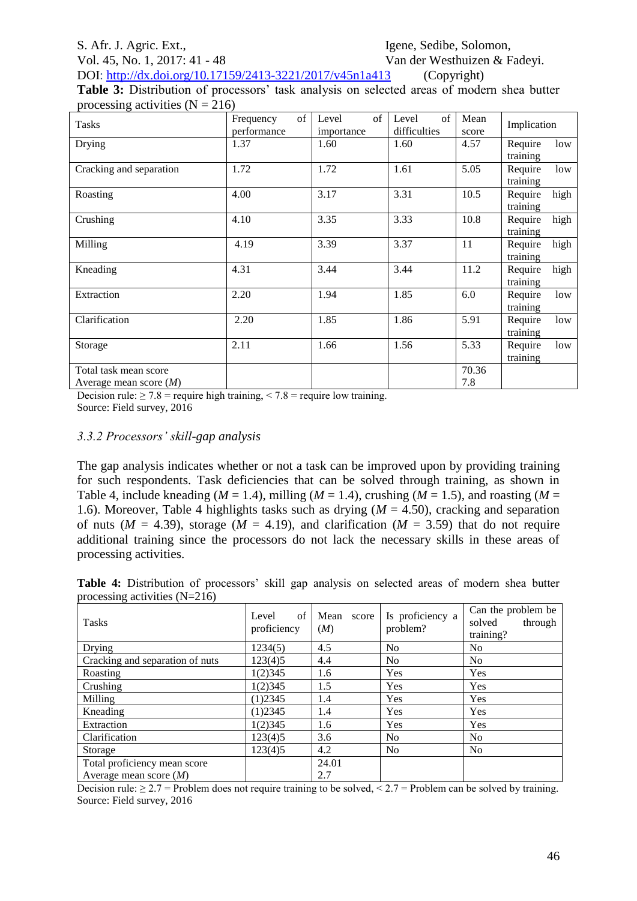**Table 3:** Distribution of processors' task analysis on selected areas of modern shea butter processing activities (N = 216)

| Tasks | Frequency of performance | Level of importance | Level of difficulties | Mean score | Implication |
|---|---|---|---|---|---|
| Drying | 1.37 | 1.60 | 1.60 | 4.57 | Require low training |
| Cracking and separation | 1.72 | 1.72 | 1.61 | 5.05 | Require low training |
| Roasting | 4.00 | 3.17 | 3.31 | 10.5 | Require high training |
| Crushing | 4.10 | 3.35 | 3.33 | 10.8 | Require high training |
| Milling | 4.19 | 3.39 | 3.37 | 11 | Require high training |
| Kneading | 4.31 | 3.44 | 3.44 | 11.2 | Require high training |
| Extraction | 2.20 | 1.94 | 1.85 | 6.0 | Require low training |
| Clarification | 2.20 | 1.85 | 1.86 | 5.91 | Require low training |
| Storage | 2.11 | 1.66 | 1.56 | 5.33 | Require low training |
| Total task mean score<br>Average mean score (*M*) | | | | 70.36<br>7.8 | |

Decision rule: ≥ 7.8 = require high training, < 7.8 = require low training.
Source: Field survey, 2016

### *3.3.2 Processors' skill-gap analysis*

The gap analysis indicates whether or not a task can be improved upon by providing training for such respondents. Task deficiencies that can be solved through training, as shown in Table 4, include kneading ($M$ = 1.4), milling ($M$ = 1.4), crushing ($M$ = 1.5), and roasting ($M$ = 1.6). Moreover, Table 4 highlights tasks such as drying ($M$ = 4.50), cracking and separation of nuts ($M$ = 4.39), storage ($M$ = 4.19), and clarification ($M$ = 3.59) that do not require additional training since the processors do not lack the necessary skills in these areas of processing activities.

**Table 4:** Distribution of processors' skill gap analysis on selected areas of modern shea butter processing activities (N=216)

| Tasks | Level of proficiency | Mean score (*M*) | Is proficiency a problem? | Can the problem be solved through training? |
|---|---|---|---|---|
| Drying | 1234(5) | 4.5 | No | No |
| Cracking and separation of nuts | 123(4)5 | 4.4 | No | No |
| Roasting | 1(2)345 | 1.6 | Yes | Yes |
| Crushing | 1(2)345 | 1.5 | Yes | Yes |
| Milling | (1)2345 | 1.4 | Yes | Yes |
| Kneading | (1)2345 | 1.4 | Yes | Yes |
| Extraction | 1(2)345 | 1.6 | Yes | Yes |
| Clarification | 123(4)5 | 3.6 | No | No |
| Storage | 123(4)5 | 4.2 | No | No |
| Total proficiency mean score<br>Average mean score (*M*) | | 24.01<br>2.7 | | |

Decision rule: ≥ 2.7 = Problem does not require training to be solved, < 2.7 = Problem can be solved by training.
Source: Field survey, 2016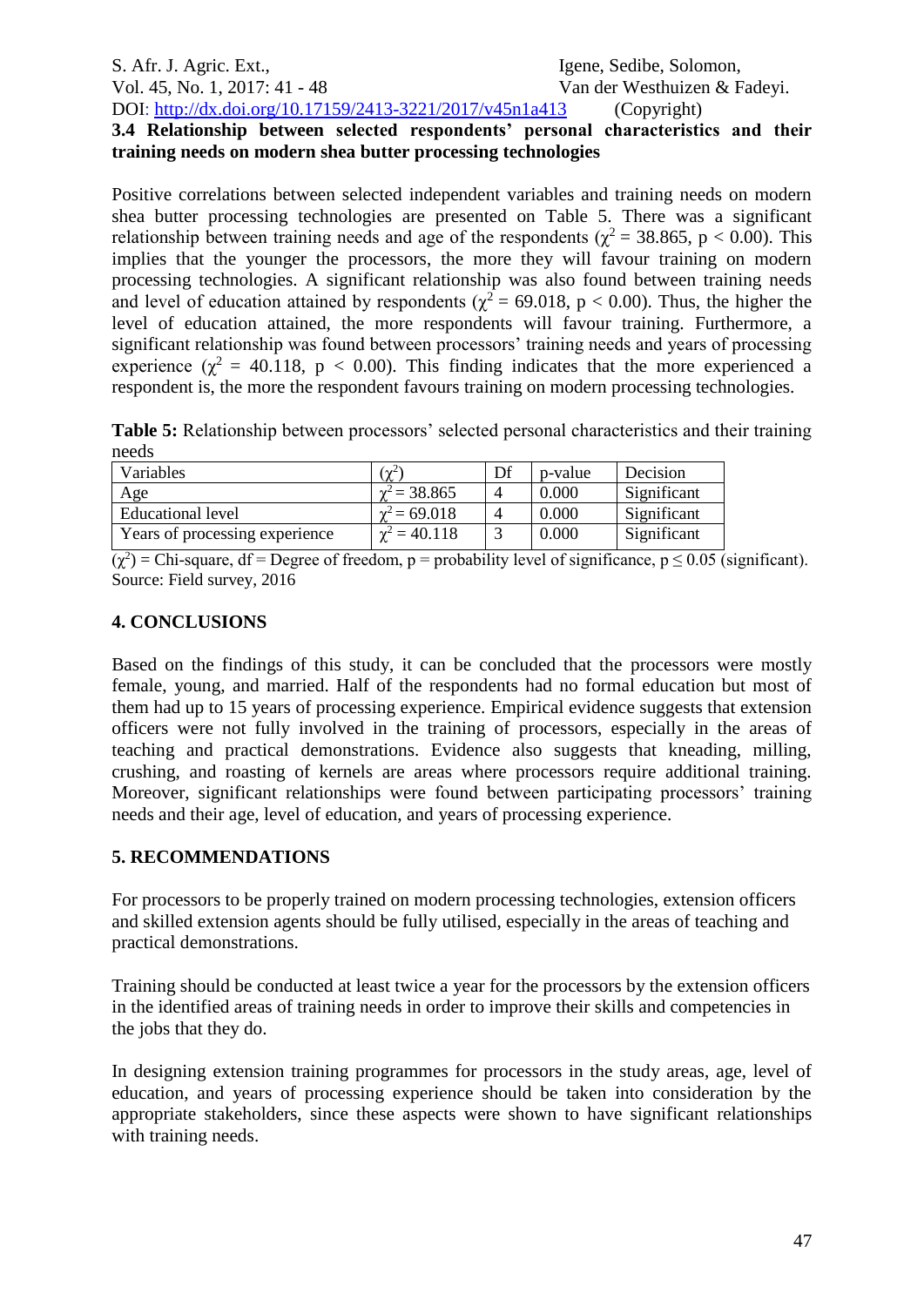### 3.4 Relationship between selected respondents' personal characteristics and their training needs on modern shea butter processing technologies

Positive correlations between selected independent variables and training needs on modern shea butter processing technologies are presented on Table 5. There was a significant relationship between training needs and age of the respondents ($\chi^2 = 38.865$, $p < 0.00$). This implies that the younger the processors, the more they will favour training on modern processing technologies. A significant relationship was also found between training needs and level of education attained by respondents ($\chi^2 = 69.018$, $p < 0.00$). Thus, the higher the level of education attained, the more respondents will favour training. Furthermore, a significant relationship was found between processors' training needs and years of processing experience ($\chi^2 = 40.118$, $p < 0.00$). This finding indicates that the more experienced a respondent is, the more the respondent favours training on modern processing technologies.

**Table 5:** Relationship between processors' selected personal characteristics and their training needs

| Variables | ($\chi^2$) | Df | p-value | Decision |
|---|---|---|---|---|
| Age | $\chi^2 = 38.865$ | 4 | 0.000 | Significant |
| Educational level | $\chi^2 = 69.018$ | 4 | 0.000 | Significant |
| Years of processing experience | $\chi^2 = 40.118$ | 3 | 0.000 | Significant |

($\chi^2$) = Chi-square, df = Degree of freedom, p = probability level of significance, $p \leq 0.05$ (significant).
Source: Field survey, 2016

## 4. CONCLUSIONS

Based on the findings of this study, it can be concluded that the processors were mostly female, young, and married. Half of the respondents had no formal education but most of them had up to 15 years of processing experience. Empirical evidence suggests that extension officers were not fully involved in the training of processors, especially in the areas of teaching and practical demonstrations. Evidence also suggests that kneading, milling, crushing, and roasting of kernels are areas where processors require additional training. Moreover, significant relationships were found between participating processors' training needs and their age, level of education, and years of processing experience.

## 5. RECOMMENDATIONS

For processors to be properly trained on modern processing technologies, extension officers and skilled extension agents should be fully utilised, especially in the areas of teaching and practical demonstrations.

Training should be conducted at least twice a year for the processors by the extension officers in the identified areas of training needs in order to improve their skills and competencies in the jobs that they do.

In designing extension training programmes for processors in the study areas, age, level of education, and years of processing experience should be taken into consideration by the appropriate stakeholders, since these aspects were shown to have significant relationships with training needs.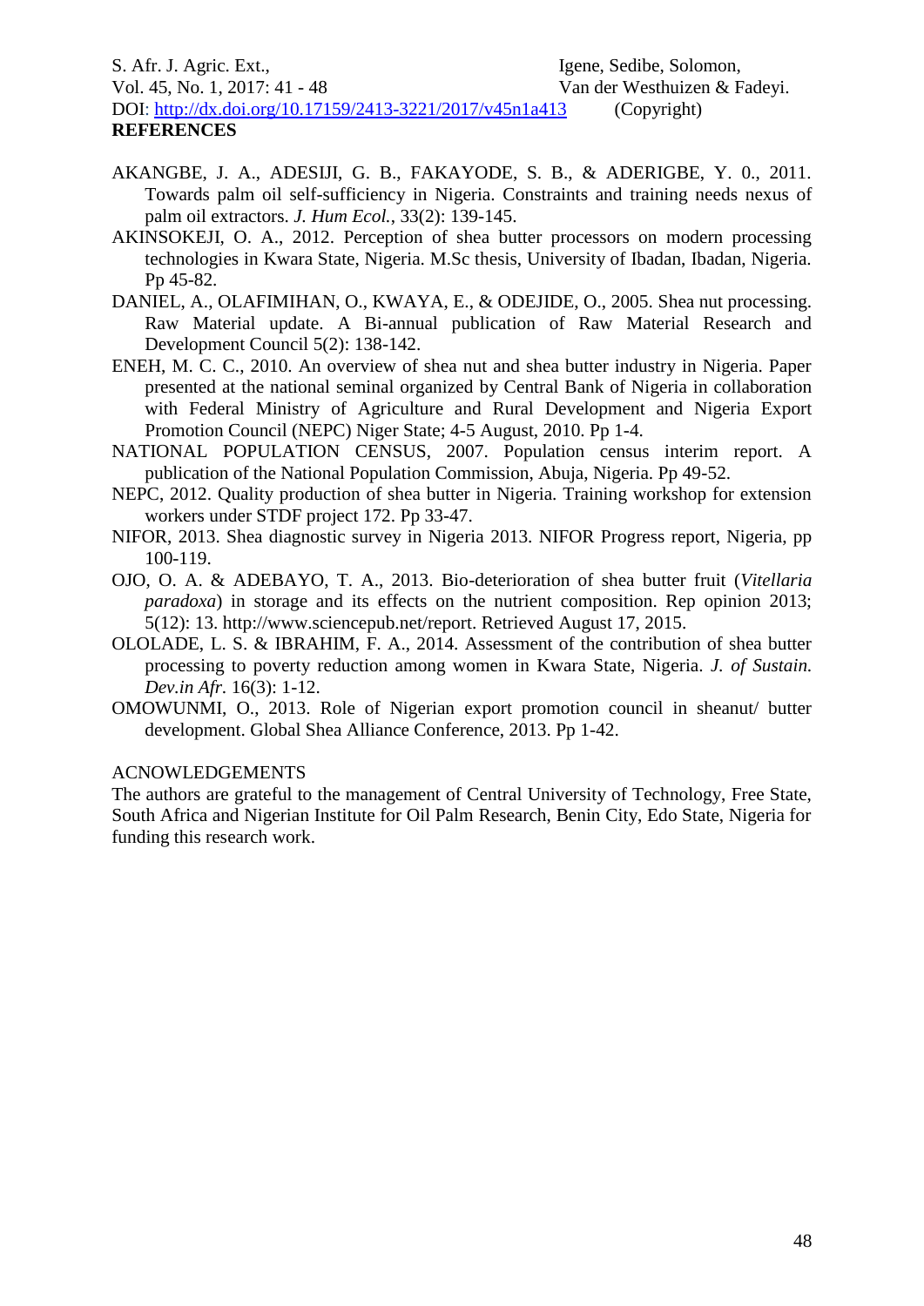**REFERENCES**

AKANGBE, J. A., ADESIJI, G. B., FAKAYODE, S. B., & ADERIGBE, Y. 0., 2011. Towards palm oil self-sufficiency in Nigeria. Constraints and training needs nexus of palm oil extractors. *J. Hum Ecol.*, 33(2): 139-145.

AKINSOKEJI, O. A., 2012. Perception of shea butter processors on modern processing technologies in Kwara State, Nigeria. M.Sc thesis, University of Ibadan, Ibadan, Nigeria. Pp 45-82.

DANIEL, A., OLAFIMIHAN, O., KWAYA, E., & ODEJIDE, O., 2005. Shea nut processing. Raw Material update. A Bi-annual publication of Raw Material Research and Development Council 5(2): 138-142.

ENEH, M. C. C., 2010. An overview of shea nut and shea butter industry in Nigeria. Paper presented at the national seminal organized by Central Bank of Nigeria in collaboration with Federal Ministry of Agriculture and Rural Development and Nigeria Export Promotion Council (NEPC) Niger State; 4-5 August, 2010. Pp 1-4.

NATIONAL POPULATION CENSUS, 2007. Population census interim report. A publication of the National Population Commission, Abuja, Nigeria. Pp 49-52.

NEPC, 2012. Quality production of shea butter in Nigeria. Training workshop for extension workers under STDF project 172. Pp 33-47.

NIFOR, 2013. Shea diagnostic survey in Nigeria 2013. NIFOR Progress report, Nigeria, pp 100-119.

OJO, O. A. & ADEBAYO, T. A., 2013. Bio-deterioration of shea butter fruit (*Vitellaria paradoxa*) in storage and its effects on the nutrient composition. Rep opinion 2013; 5(12): 13. http://www.sciencepub.net/report. Retrieved August 17, 2015.

OLOLADE, L. S. & IBRAHIM, F. A., 2014. Assessment of the contribution of shea butter processing to poverty reduction among women in Kwara State, Nigeria. *J. of Sustain. Dev.in Afr.* 16(3): 1-12.

OMOWUNMI, O., 2013. Role of Nigerian export promotion council in sheanut/ butter development. Global Shea Alliance Conference, 2013. Pp 1-42.

ACNOWLEDGEMENTS

The authors are grateful to the management of Central University of Technology, Free State, South Africa and Nigerian Institute for Oil Palm Research, Benin City, Edo State, Nigeria for funding this research work.